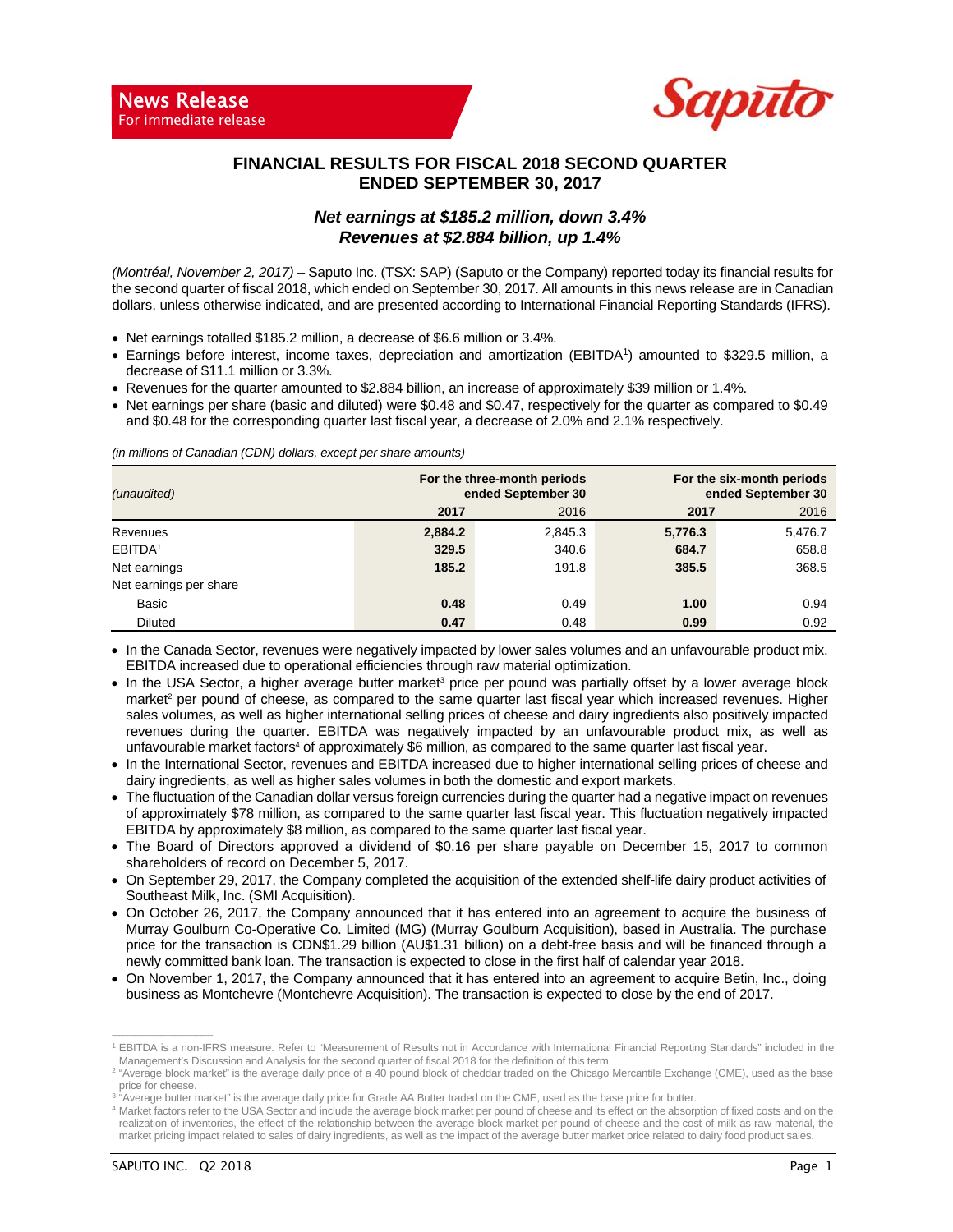**News Release**
For immediate release

# FINANCIAL RESULTS FOR FISCAL 2018 SECOND QUARTER ENDED SEPTEMBER 30, 2017

## *Net earnings at $185.2 million, down 3.4%*
## *Revenues at $2.884 billion, up 1.4%*

*(Montréal, November 2, 2017)* – Saputo Inc. (TSX: SAP) (Saputo or the Company) reported today its financial results for the second quarter of fiscal 2018, which ended on September 30, 2017. All amounts in this news release are in Canadian dollars, unless otherwise indicated, and are presented according to International Financial Reporting Standards (IFRS).

- Net earnings totalled $185.2 million, a decrease of $6.6 million or 3.4%.
- Earnings before interest, income taxes, depreciation and amortization (EBITDA[1]) amounted to $329.5 million, a decrease of $11.1 million or 3.3%.
- Revenues for the quarter amounted to $2.884 billion, an increase of approximately $39 million or 1.4%.
- Net earnings per share (basic and diluted) were $0.48 and $0.47, respectively for the quarter as compared to $0.49 and $0.48 for the corresponding quarter last fiscal year, a decrease of 2.0% and 2.1% respectively.

*(in millions of Canadian (CDN) dollars, except per share amounts)*

| *(unaudited)* | For the three-month periods ended September 30 | | For the six-month periods ended September 30 | |
|---|---|---|---|---|
| | **2017** | 2016 | **2017** | 2016 |
| Revenues | **2,884.2** | 2,845.3 | **5,776.3** | 5,476.7 |
| EBITDA[1] | **329.5** | 340.6 | **684.7** | 658.8 |
| Net earnings | **185.2** | 191.8 | **385.5** | 368.5 |
| Net earnings per share | | | | |
| Basic | **0.48** | 0.49 | **1.00** | 0.94 |
| Diluted | **0.47** | 0.48 | **0.99** | 0.92 |

- In the Canada Sector, revenues were negatively impacted by lower sales volumes and an unfavourable product mix. EBITDA increased due to operational efficiencies through raw material optimization.
- In the USA Sector, a higher average butter market[3] price per pound was partially offset by a lower average block market[2] per pound of cheese, as compared to the same quarter last fiscal year which increased revenues. Higher sales volumes, as well as higher international selling prices of cheese and dairy ingredients also positively impacted revenues during the quarter. EBITDA was negatively impacted by an unfavourable product mix, as well as unfavourable market factors[4] of approximately $6 million, as compared to the same quarter last fiscal year.
- In the International Sector, revenues and EBITDA increased due to higher international selling prices of cheese and dairy ingredients, as well as higher sales volumes in both the domestic and export markets.
- The fluctuation of the Canadian dollar versus foreign currencies during the quarter had a negative impact on revenues of approximately $78 million, as compared to the same quarter last fiscal year. This fluctuation negatively impacted EBITDA by approximately $8 million, as compared to the same quarter last fiscal year.
- The Board of Directors approved a dividend of $0.16 per share payable on December 15, 2017 to common shareholders of record on December 5, 2017.
- On September 29, 2017, the Company completed the acquisition of the extended shelf-life dairy product activities of Southeast Milk, Inc. (SMI Acquisition).
- On October 26, 2017, the Company announced that it has entered into an agreement to acquire the business of Murray Goulburn Co-Operative Co. Limited (MG) (Murray Goulburn Acquisition), based in Australia. The purchase price for the transaction is CDN$1.29 billion (AU$1.31 billion) on a debt-free basis and will be financed through a newly committed bank loan. The transaction is expected to close in the first half of calendar year 2018.
- On November 1, 2017, the Company announced that it has entered into an agreement to acquire Betin, Inc., doing business as Montchevre (Montchevre Acquisition). The transaction is expected to close by the end of 2017.

---

[1] EBITDA is a non-IFRS measure. Refer to "Measurement of Results not in Accordance with International Financial Reporting Standards" included in the Management's Discussion and Analysis for the second quarter of fiscal 2018 for the definition of this term.

[2] "Average block market" is the average daily price of a 40 pound block of cheddar traded on the Chicago Mercantile Exchange (CME), used as the base price for cheese.

[3] "Average butter market" is the average daily price for Grade AA Butter traded on the CME, used as the base price for butter.

[4] Market factors refer to the USA Sector and include the average block market per pound of cheese and its effect on the absorption of fixed costs and on the realization of inventories, the effect of the relationship between the average block market per pound of cheese and the cost of milk as raw material, the market pricing impact related to sales of dairy ingredients, as well as the impact of the average butter market price related to dairy food product sales.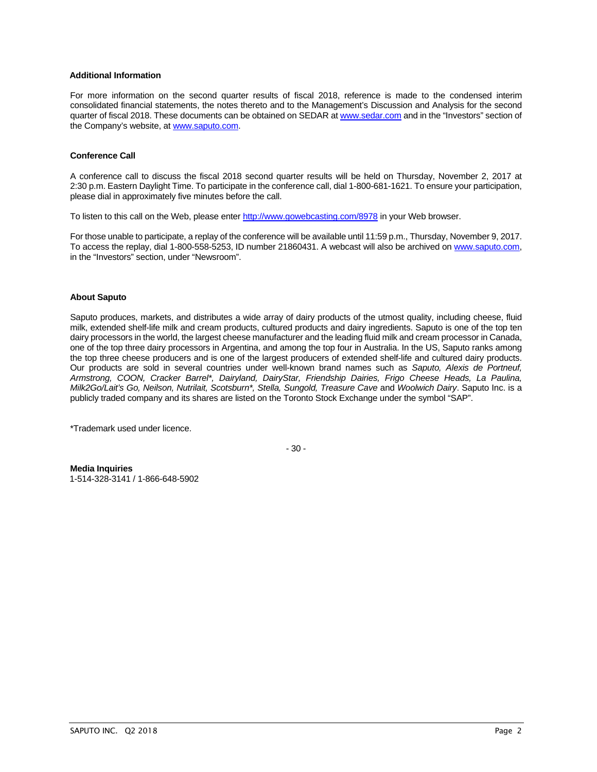**Additional Information**

For more information on the second quarter results of fiscal 2018, reference is made to the condensed interim consolidated financial statements, the notes thereto and to the Management's Discussion and Analysis for the second quarter of fiscal 2018. These documents can be obtained on SEDAR at www.sedar.com and in the "Investors" section of the Company's website, at www.saputo.com.

**Conference Call**

A conference call to discuss the fiscal 2018 second quarter results will be held on Thursday, November 2, 2017 at 2:30 p.m. Eastern Daylight Time. To participate in the conference call, dial 1-800-681-1621. To ensure your participation, please dial in approximately five minutes before the call.

To listen to this call on the Web, please enter http://www.gowebcasting.com/8978 in your Web browser.

For those unable to participate, a replay of the conference will be available until 11:59 p.m., Thursday, November 9, 2017. To access the replay, dial 1-800-558-5253, ID number 21860431. A webcast will also be archived on www.saputo.com, in the "Investors" section, under "Newsroom".

**About Saputo**

Saputo produces, markets, and distributes a wide array of dairy products of the utmost quality, including cheese, fluid milk, extended shelf-life milk and cream products, cultured products and dairy ingredients. Saputo is one of the top ten dairy processors in the world, the largest cheese manufacturer and the leading fluid milk and cream processor in Canada, one of the top three dairy processors in Argentina, and among the top four in Australia. In the US, Saputo ranks among the top three cheese producers and is one of the largest producers of extended shelf-life and cultured dairy products. Our products are sold in several countries under well-known brand names such as *Saputo, Alexis de Portneuf, Armstrong, COON, Cracker Barrel\*, Dairyland, DairyStar, Friendship Dairies, Frigo Cheese Heads, La Paulina, Milk2Go/Lait's Go, Neilson, Nutrilait, Scotsburn\*, Stella, Sungold, Treasure Cave* and *Woolwich Dairy*. Saputo Inc. is a publicly traded company and its shares are listed on the Toronto Stock Exchange under the symbol "SAP".

*Trademark used under licence.

\- 30 -

**Media Inquiries**
1-514-328-3141 / 1-866-648-5902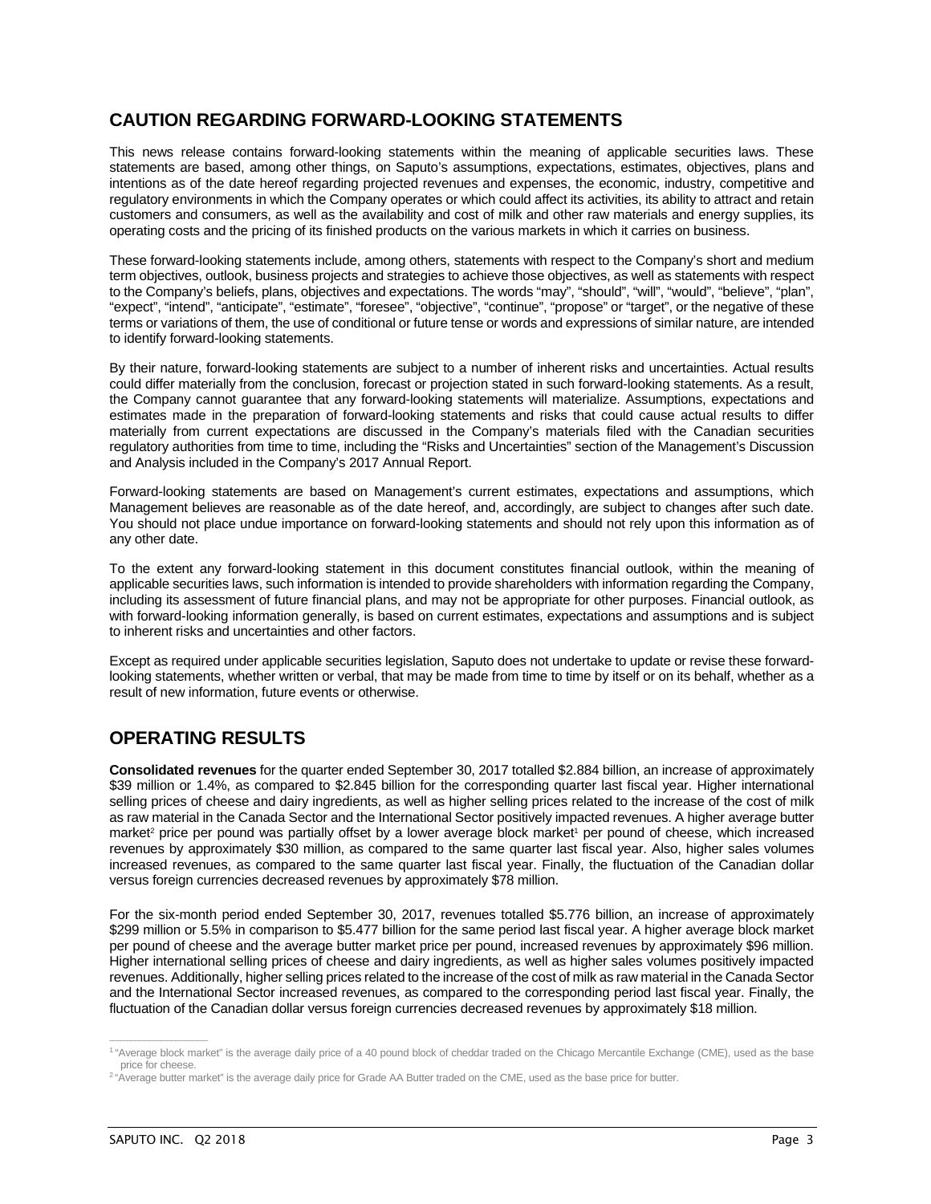## CAUTION REGARDING FORWARD-LOOKING STATEMENTS

This news release contains forward-looking statements within the meaning of applicable securities laws. These statements are based, among other things, on Saputo's assumptions, expectations, estimates, objectives, plans and intentions as of the date hereof regarding projected revenues and expenses, the economic, industry, competitive and regulatory environments in which the Company operates or which could affect its activities, its ability to attract and retain customers and consumers, as well as the availability and cost of milk and other raw materials and energy supplies, its operating costs and the pricing of its finished products on the various markets in which it carries on business.

These forward-looking statements include, among others, statements with respect to the Company's short and medium term objectives, outlook, business projects and strategies to achieve those objectives, as well as statements with respect to the Company's beliefs, plans, objectives and expectations. The words "may", "should", "will", "would", "believe", "plan", "expect", "intend", "anticipate", "estimate", "foresee", "objective", "continue", "propose" or "target", or the negative of these terms or variations of them, the use of conditional or future tense or words and expressions of similar nature, are intended to identify forward-looking statements.

By their nature, forward-looking statements are subject to a number of inherent risks and uncertainties. Actual results could differ materially from the conclusion, forecast or projection stated in such forward-looking statements. As a result, the Company cannot guarantee that any forward-looking statements will materialize. Assumptions, expectations and estimates made in the preparation of forward-looking statements and risks that could cause actual results to differ materially from current expectations are discussed in the Company's materials filed with the Canadian securities regulatory authorities from time to time, including the "Risks and Uncertainties" section of the Management's Discussion and Analysis included in the Company's 2017 Annual Report.

Forward-looking statements are based on Management's current estimates, expectations and assumptions, which Management believes are reasonable as of the date hereof, and, accordingly, are subject to changes after such date. You should not place undue importance on forward-looking statements and should not rely upon this information as of any other date.

To the extent any forward-looking statement in this document constitutes financial outlook, within the meaning of applicable securities laws, such information is intended to provide shareholders with information regarding the Company, including its assessment of future financial plans, and may not be appropriate for other purposes. Financial outlook, as with forward-looking information generally, is based on current estimates, expectations and assumptions and is subject to inherent risks and uncertainties and other factors.

Except as required under applicable securities legislation, Saputo does not undertake to update or revise these forward-looking statements, whether written or verbal, that may be made from time to time by itself or on its behalf, whether as a result of new information, future events or otherwise.

## OPERATING RESULTS

**Consolidated revenues** for the quarter ended September 30, 2017 totalled $2.884 billion, an increase of approximately $39 million or 1.4%, as compared to $2.845 billion for the corresponding quarter last fiscal year. Higher international selling prices of cheese and dairy ingredients, as well as higher selling prices related to the increase of the cost of milk as raw material in the Canada Sector and the International Sector positively impacted revenues. A higher average butter market[2] price per pound was partially offset by a lower average block market[1] per pound of cheese, which increased revenues by approximately $30 million, as compared to the same quarter last fiscal year. Also, higher sales volumes increased revenues, as compared to the same quarter last fiscal year. Finally, the fluctuation of the Canadian dollar versus foreign currencies decreased revenues by approximately $78 million.

For the six-month period ended September 30, 2017, revenues totalled $5.776 billion, an increase of approximately $299 million or 5.5% in comparison to $5.477 billion for the same period last fiscal year. A higher average block market per pound of cheese and the average butter market price per pound, increased revenues by approximately $96 million. Higher international selling prices of cheese and dairy ingredients, as well as higher sales volumes positively impacted revenues. Additionally, higher selling prices related to the increase of the cost of milk as raw material in the Canada Sector and the International Sector increased revenues, as compared to the corresponding period last fiscal year. Finally, the fluctuation of the Canadian dollar versus foreign currencies decreased revenues by approximately $18 million.

[1] "Average block market" is the average daily price of a 40 pound block of cheddar traded on the Chicago Mercantile Exchange (CME), used as the base price for cheese.

[2] "Average butter market" is the average daily price for Grade AA Butter traded on the CME, used as the base price for butter.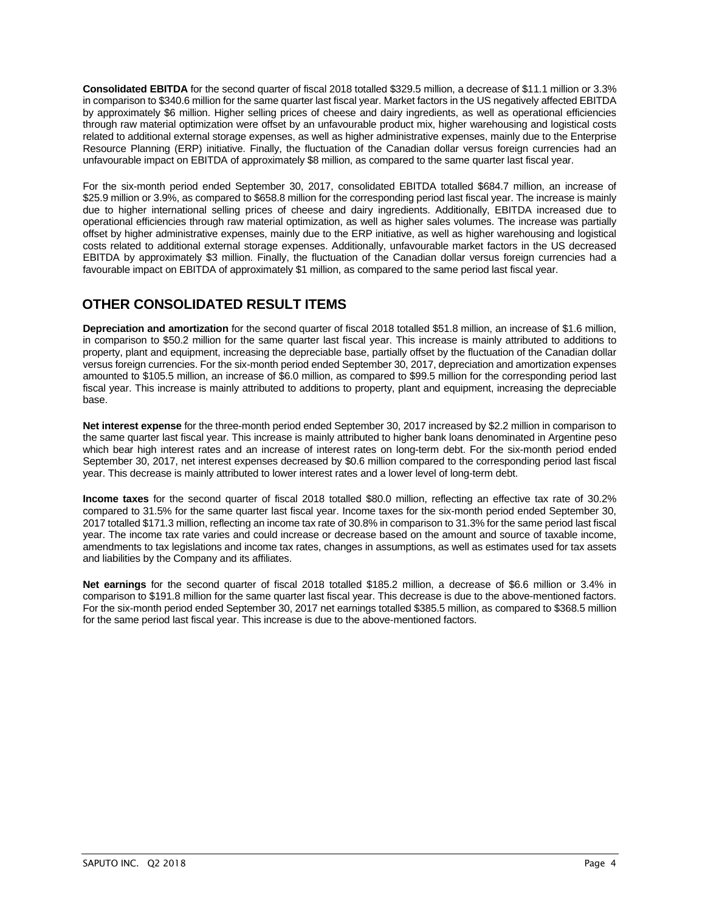**Consolidated EBITDA** for the second quarter of fiscal 2018 totalled $329.5 million, a decrease of $11.1 million or 3.3% in comparison to $340.6 million for the same quarter last fiscal year. Market factors in the US negatively affected EBITDA by approximately $6 million. Higher selling prices of cheese and dairy ingredients, as well as operational efficiencies through raw material optimization were offset by an unfavourable product mix, higher warehousing and logistical costs related to additional external storage expenses, as well as higher administrative expenses, mainly due to the Enterprise Resource Planning (ERP) initiative. Finally, the fluctuation of the Canadian dollar versus foreign currencies had an unfavourable impact on EBITDA of approximately $8 million, as compared to the same quarter last fiscal year.

For the six-month period ended September 30, 2017, consolidated EBITDA totalled $684.7 million, an increase of $25.9 million or 3.9%, as compared to $658.8 million for the corresponding period last fiscal year. The increase is mainly due to higher international selling prices of cheese and dairy ingredients. Additionally, EBITDA increased due to operational efficiencies through raw material optimization, as well as higher sales volumes. The increase was partially offset by higher administrative expenses, mainly due to the ERP initiative, as well as higher warehousing and logistical costs related to additional external storage expenses. Additionally, unfavourable market factors in the US decreased EBITDA by approximately $3 million. Finally, the fluctuation of the Canadian dollar versus foreign currencies had a favourable impact on EBITDA of approximately $1 million, as compared to the same period last fiscal year.

## OTHER CONSOLIDATED RESULT ITEMS

**Depreciation and amortization** for the second quarter of fiscal 2018 totalled $51.8 million, an increase of $1.6 million, in comparison to $50.2 million for the same quarter last fiscal year. This increase is mainly attributed to additions to property, plant and equipment, increasing the depreciable base, partially offset by the fluctuation of the Canadian dollar versus foreign currencies. For the six-month period ended September 30, 2017, depreciation and amortization expenses amounted to $105.5 million, an increase of $6.0 million, as compared to $99.5 million for the corresponding period last fiscal year. This increase is mainly attributed to additions to property, plant and equipment, increasing the depreciable base.

**Net interest expense** for the three-month period ended September 30, 2017 increased by $2.2 million in comparison to the same quarter last fiscal year. This increase is mainly attributed to higher bank loans denominated in Argentine peso which bear high interest rates and an increase of interest rates on long-term debt. For the six-month period ended September 30, 2017, net interest expenses decreased by $0.6 million compared to the corresponding period last fiscal year. This decrease is mainly attributed to lower interest rates and a lower level of long-term debt.

**Income taxes** for the second quarter of fiscal 2018 totalled $80.0 million, reflecting an effective tax rate of 30.2% compared to 31.5% for the same quarter last fiscal year. Income taxes for the six-month period ended September 30, 2017 totalled $171.3 million, reflecting an income tax rate of 30.8% in comparison to 31.3% for the same period last fiscal year. The income tax rate varies and could increase or decrease based on the amount and source of taxable income, amendments to tax legislations and income tax rates, changes in assumptions, as well as estimates used for tax assets and liabilities by the Company and its affiliates.

**Net earnings** for the second quarter of fiscal 2018 totalled $185.2 million, a decrease of $6.6 million or 3.4% in comparison to $191.8 million for the same quarter last fiscal year. This decrease is due to the above-mentioned factors. For the six-month period ended September 30, 2017 net earnings totalled $385.5 million, as compared to $368.5 million for the same period last fiscal year. This increase is due to the above-mentioned factors.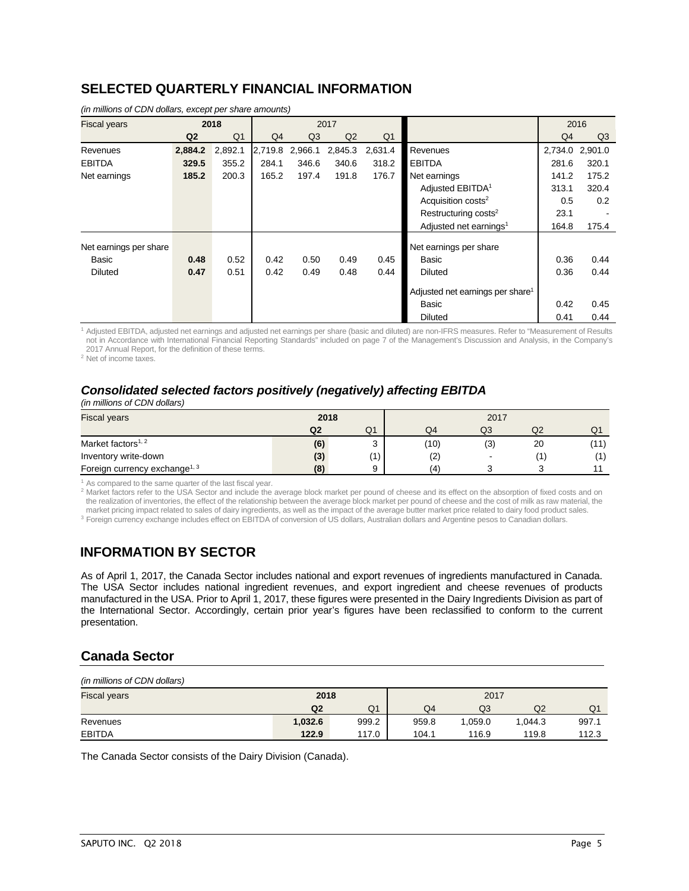## SELECTED QUARTERLY FINANCIAL INFORMATION

*(in millions of CDN dollars, except per share amounts)*

| Fiscal years | 2018 | | 2017 | | | | | 2016 | |
|---|---|---|---|---|---|---|---|---|---|
| | **Q2** | Q1 | Q4 | Q3 | Q2 | Q1 | | Q4 | Q3 |
| Revenues | **2,884.2** | 2,892.1 | 2,719.8 | 2,966.1 | 2,845.3 | 2,631.4 | Revenues | 2,734.0 | 2,901.0 |
| EBITDA | **329.5** | 355.2 | 284.1 | 346.6 | 340.6 | 318.2 | EBITDA | 281.6 | 320.1 |
| Net earnings | **185.2** | 200.3 | 165.2 | 197.4 | 191.8 | 176.7 | Net earnings | 141.2 | 175.2 |
| | | | | | | | Adjusted EBITDA[1] | 313.1 | 320.4 |
| | | | | | | | Acquisition costs[2] | 0.5 | 0.2 |
| | | | | | | | Restructuring costs[2] | 23.1 | - |
| | | | | | | | Adjusted net earnings[1] | 164.8 | 175.4 |
| Net earnings per share | | | | | | | Net earnings per share | | |
| Basic | **0.48** | 0.52 | 0.42 | 0.50 | 0.49 | 0.45 | Basic | 0.36 | 0.44 |
| Diluted | **0.47** | 0.51 | 0.42 | 0.49 | 0.48 | 0.44 | Diluted | 0.36 | 0.44 |
| | | | | | | | Adjusted net earnings per share[1] | | |
| | | | | | | | Basic | 0.42 | 0.45 |
| | | | | | | | Diluted | 0.41 | 0.44 |

[1] Adjusted EBITDA, adjusted net earnings and adjusted net earnings per share (basic and diluted) are non-IFRS measures. Refer to "Measurement of Results not in Accordance with International Financial Reporting Standards" included on page 7 of the Management's Discussion and Analysis, in the Company's 2017 Annual Report, for the definition of these terms.
[2] Net of income taxes.

### *Consolidated selected factors positively (negatively) affecting EBITDA*

*(in millions of CDN dollars)*

| Fiscal years | 2018 | | 2017 | | | |
|---|---|---|---|---|---|---|
| | **Q2** | Q1 | Q4 | Q3 | Q2 | Q1 |
| Market factors[1, 2] | **(6)** | 3 | (10) | (3) | 20 | (11) |
| Inventory write-down | **(3)** | (1) | (2) | - | (1) | (1) |
| Foreign currency exchange[1, 3] | **(8)** | 9 | (4) | 3 | 3 | 11 |

[1] As compared to the same quarter of the last fiscal year.
[2] Market factors refer to the USA Sector and include the average block market per pound of cheese and its effect on the absorption of fixed costs and on the realization of inventories, the effect of the relationship between the average block market per pound of cheese and the cost of milk as raw material, the market pricing impact related to sales of dairy ingredients, as well as the impact of the average butter market price related to dairy food product sales.
[3] Foreign currency exchange includes effect on EBITDA of conversion of US dollars, Australian dollars and Argentine pesos to Canadian dollars.

## INFORMATION BY SECTOR

As of April 1, 2017, the Canada Sector includes national and export revenues of ingredients manufactured in Canada. The USA Sector includes national ingredient revenues, and export ingredient and cheese revenues of products manufactured in the USA. Prior to April 1, 2017, these figures were presented in the Dairy Ingredients Division as part of the International Sector. Accordingly, certain prior year's figures have been reclassified to conform to the current presentation.

### Canada Sector

*(in millions of CDN dollars)*

| Fiscal years | 2018 | | 2017 | | | |
|---|---|---|---|---|---|---|
| | **Q2** | Q1 | Q4 | Q3 | Q2 | Q1 |
| Revenues | **1,032.6** | 999.2 | 959.8 | 1,059.0 | 1,044.3 | 997.1 |
| EBITDA | **122.9** | 117.0 | 104.1 | 116.9 | 119.8 | 112.3 |

The Canada Sector consists of the Dairy Division (Canada).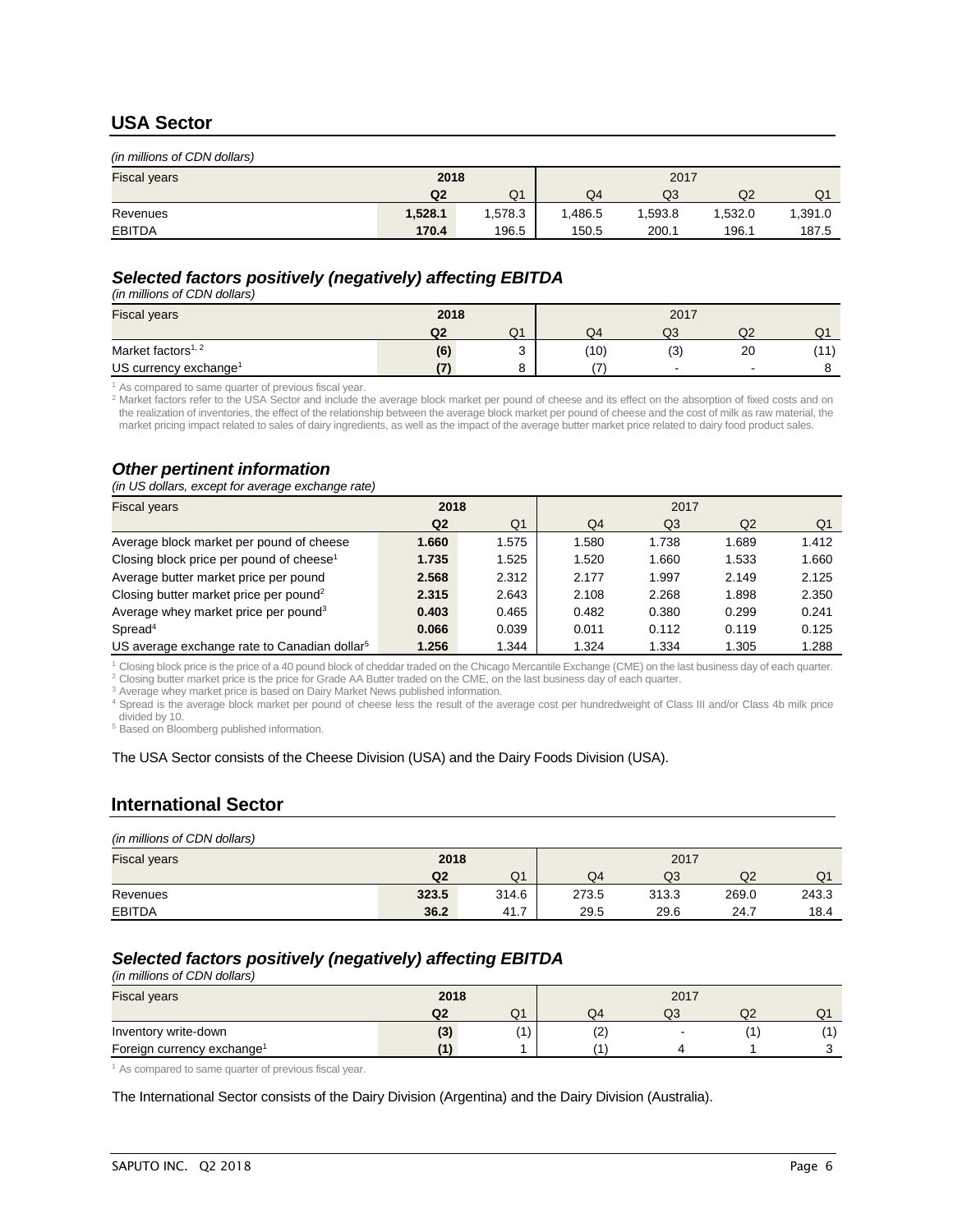## USA Sector

*(in millions of CDN dollars)*

| Fiscal years | 2018 | | 2017 | | | |
|---|---|---|---|---|---|---|
| | **Q2** | Q1 | Q4 | Q3 | Q2 | Q1 |
| Revenues | **1,528.1** | 1,578.3 | 1,486.5 | 1,593.8 | 1,532.0 | 1,391.0 |
| EBITDA | **170.4** | 196.5 | 150.5 | 200.1 | 196.1 | 187.5 |

### *Selected factors positively (negatively) affecting EBITDA*

*(in millions of CDN dollars)*

| Fiscal years | 2018 | | 2017 | | | |
|---|---|---|---|---|---|---|
| | **Q2** | Q1 | Q4 | Q3 | Q2 | Q1 |
| Market factors[1, 2] | **(6)** | 3 | (10) | (3) | 20 | (11) |
| US currency exchange[1] | **(7)** | 8 | (7) | - | - | 8 |

[1] As compared to same quarter of previous fiscal year.
[2] Market factors refer to the USA Sector and include the average block market per pound of cheese and its effect on the absorption of fixed costs and on the realization of inventories, the effect of the relationship between the average block market per pound of cheese and the cost of milk as raw material, the market pricing impact related to sales of dairy ingredients, as well as the impact of the average butter market price related to dairy food product sales.

### *Other pertinent information*

*(in US dollars, except for average exchange rate)*

| Fiscal years | 2018 | | 2017 | | | |
|---|---|---|---|---|---|---|
| | **Q2** | Q1 | Q4 | Q3 | Q2 | Q1 |
| Average block market per pound of cheese | **1.660** | 1.575 | 1.580 | 1.738 | 1.689 | 1.412 |
| Closing block price per pound of cheese[1] | **1.735** | 1.525 | 1.520 | 1.660 | 1.533 | 1.660 |
| Average butter market price per pound | **2.568** | 2.312 | 2.177 | 1.997 | 2.149 | 2.125 |
| Closing butter market price per pound[2] | **2.315** | 2.643 | 2.108 | 2.268 | 1.898 | 2.350 |
| Average whey market price per pound[3] | **0.403** | 0.465 | 0.482 | 0.380 | 0.299 | 0.241 |
| Spread[4] | **0.066** | 0.039 | 0.011 | 0.112 | 0.119 | 0.125 |
| US average exchange rate to Canadian dollar[5] | **1.256** | 1.344 | 1.324 | 1.334 | 1.305 | 1.288 |

[1] Closing block price is the price of a 40 pound block of cheddar traded on the Chicago Mercantile Exchange (CME) on the last business day of each quarter.
[2] Closing butter market price is the price for Grade AA Butter traded on the CME, on the last business day of each quarter.
[3] Average whey market price is based on Dairy Market News published information.
[4] Spread is the average block market per pound of cheese less the result of the average cost per hundredweight of Class III and/or Class 4b milk price divided by 10.
[5] Based on Bloomberg published information.

The USA Sector consists of the Cheese Division (USA) and the Dairy Foods Division (USA).

## International Sector

*(in millions of CDN dollars)*

| Fiscal years | 2018 | | 2017 | | | |
|---|---|---|---|---|---|---|
| | **Q2** | Q1 | Q4 | Q3 | Q2 | Q1 |
| Revenues | **323.5** | 314.6 | 273.5 | 313.3 | 269.0 | 243.3 |
| EBITDA | **36.2** | 41.7 | 29.5 | 29.6 | 24.7 | 18.4 |

### *Selected factors positively (negatively) affecting EBITDA*

*(in millions of CDN dollars)*

| Fiscal years | 2018 | | 2017 | | | |
|---|---|---|---|---|---|---|
| | **Q2** | Q1 | Q4 | Q3 | Q2 | Q1 |
| Inventory write-down | **(3)** | (1) | (2) | - | (1) | (1) |
| Foreign currency exchange[1] | **(1)** | 1 | (1) | 4 | 1 | 3 |

[1] As compared to same quarter of previous fiscal year.

The International Sector consists of the Dairy Division (Argentina) and the Dairy Division (Australia).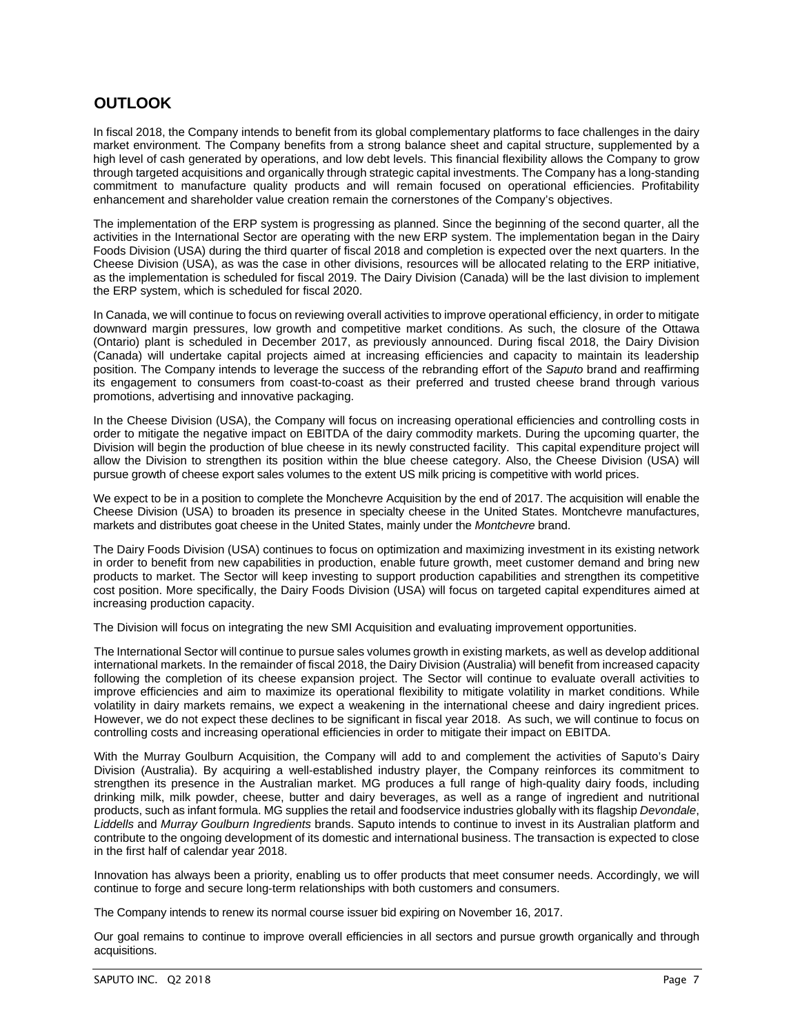## OUTLOOK

In fiscal 2018, the Company intends to benefit from its global complementary platforms to face challenges in the dairy market environment. The Company benefits from a strong balance sheet and capital structure, supplemented by a high level of cash generated by operations, and low debt levels. This financial flexibility allows the Company to grow through targeted acquisitions and organically through strategic capital investments. The Company has a long-standing commitment to manufacture quality products and will remain focused on operational efficiencies. Profitability enhancement and shareholder value creation remain the cornerstones of the Company's objectives.

The implementation of the ERP system is progressing as planned. Since the beginning of the second quarter, all the activities in the International Sector are operating with the new ERP system. The implementation began in the Dairy Foods Division (USA) during the third quarter of fiscal 2018 and completion is expected over the next quarters. In the Cheese Division (USA), as was the case in other divisions, resources will be allocated relating to the ERP initiative, as the implementation is scheduled for fiscal 2019. The Dairy Division (Canada) will be the last division to implement the ERP system, which is scheduled for fiscal 2020.

In Canada, we will continue to focus on reviewing overall activities to improve operational efficiency, in order to mitigate downward margin pressures, low growth and competitive market conditions. As such, the closure of the Ottawa (Ontario) plant is scheduled in December 2017, as previously announced. During fiscal 2018, the Dairy Division (Canada) will undertake capital projects aimed at increasing efficiencies and capacity to maintain its leadership position. The Company intends to leverage the success of the rebranding effort of the *Saputo* brand and reaffirming its engagement to consumers from coast-to-coast as their preferred and trusted cheese brand through various promotions, advertising and innovative packaging.

In the Cheese Division (USA), the Company will focus on increasing operational efficiencies and controlling costs in order to mitigate the negative impact on EBITDA of the dairy commodity markets. During the upcoming quarter, the Division will begin the production of blue cheese in its newly constructed facility. This capital expenditure project will allow the Division to strengthen its position within the blue cheese category. Also, the Cheese Division (USA) will pursue growth of cheese export sales volumes to the extent US milk pricing is competitive with world prices.

We expect to be in a position to complete the Monchevre Acquisition by the end of 2017. The acquisition will enable the Cheese Division (USA) to broaden its presence in specialty cheese in the United States. Montchevre manufactures, markets and distributes goat cheese in the United States, mainly under the *Montchevre* brand.

The Dairy Foods Division (USA) continues to focus on optimization and maximizing investment in its existing network in order to benefit from new capabilities in production, enable future growth, meet customer demand and bring new products to market. The Sector will keep investing to support production capabilities and strengthen its competitive cost position. More specifically, the Dairy Foods Division (USA) will focus on targeted capital expenditures aimed at increasing production capacity.

The Division will focus on integrating the new SMI Acquisition and evaluating improvement opportunities.

The International Sector will continue to pursue sales volumes growth in existing markets, as well as develop additional international markets. In the remainder of fiscal 2018, the Dairy Division (Australia) will benefit from increased capacity following the completion of its cheese expansion project. The Sector will continue to evaluate overall activities to improve efficiencies and aim to maximize its operational flexibility to mitigate volatility in market conditions. While volatility in dairy markets remains, we expect a weakening in the international cheese and dairy ingredient prices. However, we do not expect these declines to be significant in fiscal year 2018. As such, we will continue to focus on controlling costs and increasing operational efficiencies in order to mitigate their impact on EBITDA.

With the Murray Goulburn Acquisition, the Company will add to and complement the activities of Saputo's Dairy Division (Australia). By acquiring a well-established industry player, the Company reinforces its commitment to strengthen its presence in the Australian market. MG produces a full range of high-quality dairy foods, including drinking milk, milk powder, cheese, butter and dairy beverages, as well as a range of ingredient and nutritional products, such as infant formula. MG supplies the retail and foodservice industries globally with its flagship *Devondale*, *Liddells* and *Murray Goulburn Ingredients* brands. Saputo intends to continue to invest in its Australian platform and contribute to the ongoing development of its domestic and international business. The transaction is expected to close in the first half of calendar year 2018.

Innovation has always been a priority, enabling us to offer products that meet consumer needs. Accordingly, we will continue to forge and secure long-term relationships with both customers and consumers.

The Company intends to renew its normal course issuer bid expiring on November 16, 2017.

Our goal remains to continue to improve overall efficiencies in all sectors and pursue growth organically and through acquisitions.